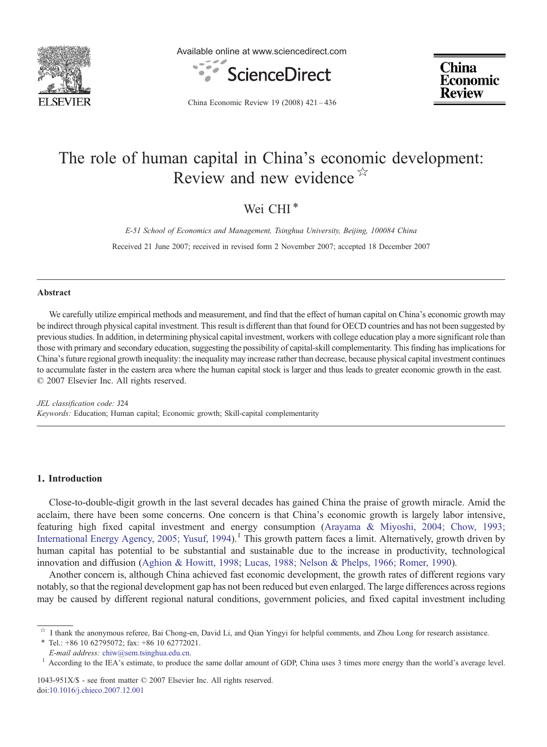# The role of human capital in China's economic development: Review and new evidence ☆

Wei CHI *

*E-51 School of Economics and Management, Tsinghua University, Beijing, 100084 China*

Received 21 June 2007; received in revised form 2 November 2007; accepted 18 December 2007

## Abstract

We carefully utilize empirical methods and measurement, and find that the effect of human capital on China's economic growth may be indirect through physical capital investment. This result is different than that found for OECD countries and has not been suggested by previous studies. In addition, in determining physical capital investment, workers with college education play a more significant role than those with primary and secondary education, suggesting the possibility of capital-skill complementarity. This finding has implications for China's future regional growth inequality: the inequality may increase rather than decrease, because physical capital investment continues to accumulate faster in the eastern area where the human capital stock is larger and thus leads to greater economic growth in the east.
© 2007 Elsevier Inc. All rights reserved.

*JEL classification code:* J24
*Keywords:* Education; Human capital; Economic growth; Skill-capital complementarity

## 1. Introduction

Close-to-double-digit growth in the last several decades has gained China the praise of growth miracle. Amid the acclaim, there have been some concerns. One concern is that China's economic growth is largely labor intensive, featuring high fixed capital investment and energy consumption (Arayama & Miyoshi, 2004; Chow, 1993; International Energy Agency, 2005; Yusuf, 1994).[1] This growth pattern faces a limit. Alternatively, growth driven by human capital has potential to be substantial and sustainable due to the increase in productivity, technological innovation and diffusion (Aghion & Howitt, 1998; Lucas, 1988; Nelson & Phelps, 1966; Romer, 1990).

Another concern is, although China achieved fast economic development, the growth rates of different regions vary notably, so that the regional development gap has not been reduced but even enlarged. The large differences across regions may be caused by different regional natural conditions, government policies, and fixed capital investment including

---

☆ I thank the anonymous referee, Bai Chong-en, David Li, and Qian Yingyi for helpful comments, and Zhou Long for research assistance.
* Tel.: +86 10 62795072; fax: +86 10 62772021.
*E-mail address:* chiw@sem.tsinghua.edu.cn.
[1] According to the IEA's estimate, to produce the same dollar amount of GDP, China uses 3 times more energy than the world's average level.

1043-951X/$ - see front matter © 2007 Elsevier Inc. All rights reserved.
doi:10.1016/j.chieco.2007.12.001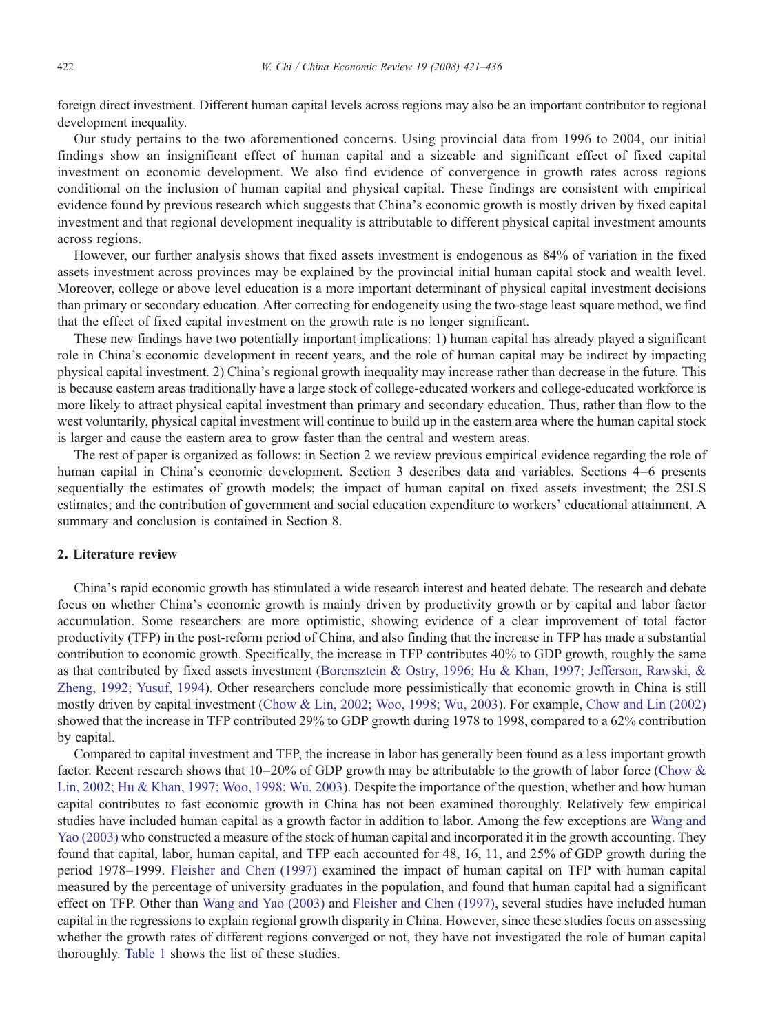foreign direct investment. Different human capital levels across regions may also be an important contributor to regional development inequality.

Our study pertains to the two aforementioned concerns. Using provincial data from 1996 to 2004, our initial findings show an insignificant effect of human capital and a sizeable and significant effect of fixed capital investment on economic development. We also find evidence of convergence in growth rates across regions conditional on the inclusion of human capital and physical capital. These findings are consistent with empirical evidence found by previous research which suggests that China's economic growth is mostly driven by fixed capital investment and that regional development inequality is attributable to different physical capital investment amounts across regions.

However, our further analysis shows that fixed assets investment is endogenous as 84% of variation in the fixed assets investment across provinces may be explained by the provincial initial human capital stock and wealth level. Moreover, college or above level education is a more important determinant of physical capital investment decisions than primary or secondary education. After correcting for endogeneity using the two-stage least square method, we find that the effect of fixed capital investment on the growth rate is no longer significant.

These new findings have two potentially important implications: 1) human capital has already played a significant role in China's economic development in recent years, and the role of human capital may be indirect by impacting physical capital investment. 2) China's regional growth inequality may increase rather than decrease in the future. This is because eastern areas traditionally have a large stock of college-educated workers and college-educated workforce is more likely to attract physical capital investment than primary and secondary education. Thus, rather than flow to the west voluntarily, physical capital investment will continue to build up in the eastern area where the human capital stock is larger and cause the eastern area to grow faster than the central and western areas.

The rest of paper is organized as follows: in Section 2 we review previous empirical evidence regarding the role of human capital in China's economic development. Section 3 describes data and variables. Sections 4–6 presents sequentially the estimates of growth models; the impact of human capital on fixed assets investment; the 2SLS estimates; and the contribution of government and social education expenditure to workers' educational attainment. A summary and conclusion is contained in Section 8.

## 2. Literature review

China's rapid economic growth has stimulated a wide research interest and heated debate. The research and debate focus on whether China's economic growth is mainly driven by productivity growth or by capital and labor factor accumulation. Some researchers are more optimistic, showing evidence of a clear improvement of total factor productivity (TFP) in the post-reform period of China, and also finding that the increase in TFP has made a substantial contribution to economic growth. Specifically, the increase in TFP contributes 40% to GDP growth, roughly the same as that contributed by fixed assets investment (Borensztein & Ostry, 1996; Hu & Khan, 1997; Jefferson, Rawski, & Zheng, 1992; Yusuf, 1994). Other researchers conclude more pessimistically that economic growth in China is still mostly driven by capital investment (Chow & Lin, 2002; Woo, 1998; Wu, 2003). For example, Chow and Lin (2002) showed that the increase in TFP contributed 29% to GDP growth during 1978 to 1998, compared to a 62% contribution by capital.

Compared to capital investment and TFP, the increase in labor has generally been found as a less important growth factor. Recent research shows that 10–20% of GDP growth may be attributable to the growth of labor force (Chow & Lin, 2002; Hu & Khan, 1997; Woo, 1998; Wu, 2003). Despite the importance of the question, whether and how human capital contributes to fast economic growth in China has not been examined thoroughly. Relatively few empirical studies have included human capital as a growth factor in addition to labor. Among the few exceptions are Wang and Yao (2003) who constructed a measure of the stock of human capital and incorporated it in the growth accounting. They found that capital, labor, human capital, and TFP each accounted for 48, 16, 11, and 25% of GDP growth during the period 1978–1999. Fleisher and Chen (1997) examined the impact of human capital on TFP with human capital measured by the percentage of university graduates in the population, and found that human capital had a significant effect on TFP. Other than Wang and Yao (2003) and Fleisher and Chen (1997), several studies have included human capital in the regressions to explain regional growth disparity in China. However, since these studies focus on assessing whether the growth rates of different regions converged or not, they have not investigated the role of human capital thoroughly. Table 1 shows the list of these studies.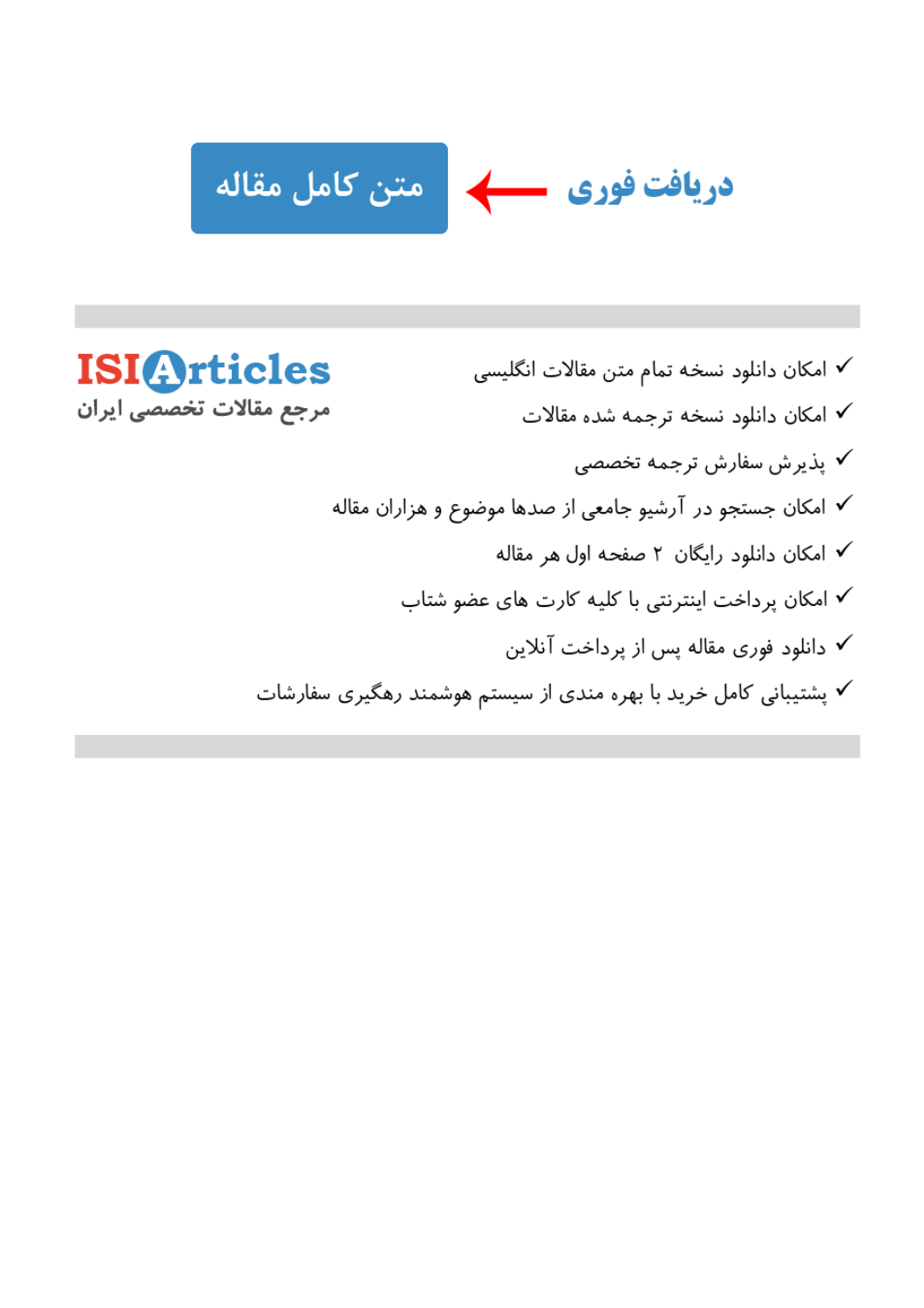دریافت فوری ← متن کامل مقاله

**ISIArticles**
مرجع مقالات تخصصی ایران

- ✓ امکان دانلود نسخه تمام متن مقالات انگلیسی
- ✓ امکان دانلود نسخه ترجمه شده مقالات
- ✓ پذیرش سفارش ترجمه تخصصی
- ✓ امکان جستجو در آرشیو جامعی از صدها موضوع و هزاران مقاله
- ✓ امکان دانلود رایگان ۲ صفحه اول هر مقاله
- ✓ امکان پرداخت اینترنتی با کلیه کارت های عضو شتاب
- ✓ دانلود فوری مقاله پس از پرداخت آنلاین
- ✓ پشتیبانی کامل خرید با بهره مندی از سیستم هوشمند رهگیری سفارشات